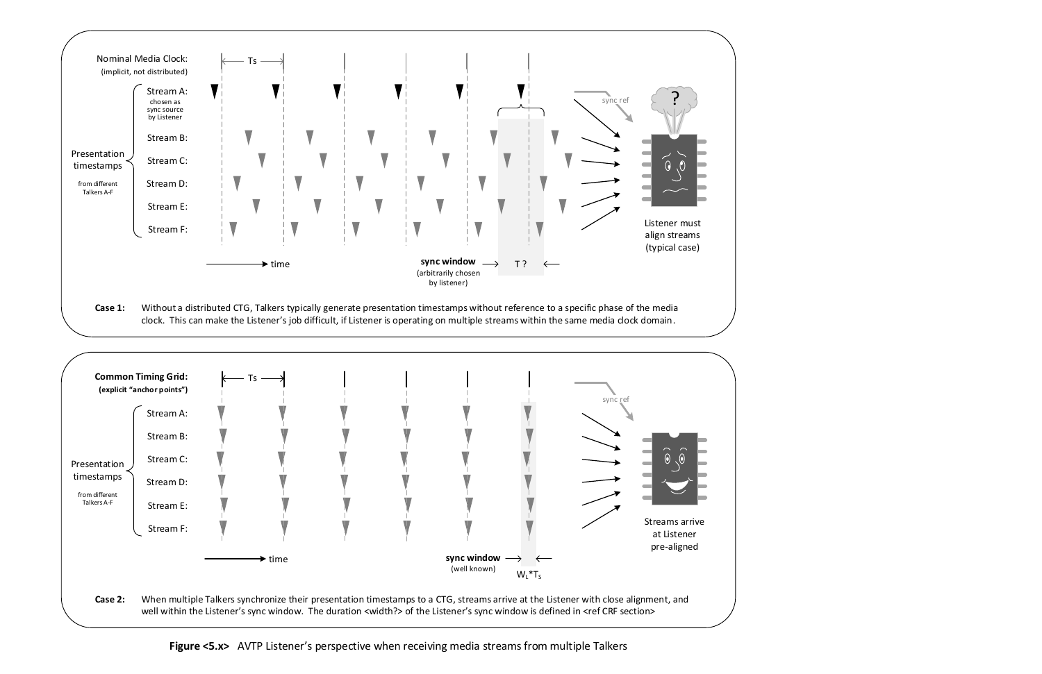Nominal Media Clock:
(implicit, not distributed)

Ts

Stream A:
chosen as sync source by Listener

Stream B:

Stream C:

Stream D:

Stream E:

Stream F:

Presentation timestamps
from different Talkers A-F

time

sync window
(arbitrarily chosen by listener)

T ?

sync ref

Listener must align streams (typical case)

**Case 1:** Without a distributed CTG, Talkers typically generate presentation timestamps without reference to a specific phase of the media clock. This can make the Listener's job difficult, if Listener is operating on multiple streams within the same media clock domain.

**Common Timing Grid:**
**(explicit "anchor points")**

Ts

Stream A:

Stream B:

Stream C:

Stream D:

Stream E:

Stream F:

Presentation timestamps
from different Talkers A-F

time

sync window
(well known)

$W_L*T_S$

sync ref

Streams arrive at Listener pre-aligned

**Case 2:** When multiple Talkers synchronize their presentation timestamps to a CTG, streams arrive at the Listener with close alignment, and well within the Listener's sync window. The duration <width?> of the Listener's sync window is defined in <ref CRF section>

**Figure <5.x>** AVTP Listener's perspective when receiving media streams from multiple Talkers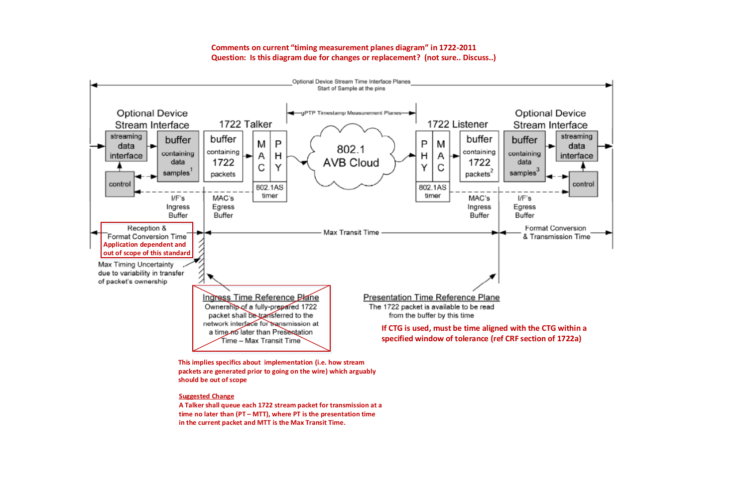**Comments on current "timing measurement planes diagram" in 1722-2011**
**Question: Is this diagram due for changes or replacement? (not sure.. Discuss..)**

Optional Device Stream Time Interface Planes
Start of Sample at the pins

gPTP Timestamp Measurement Planes

Optional Device Stream Interface

1722 Talker

1722 Listener

Optional Device Stream Interface

streaming data interface

buffer containing data samples[1]

buffer containing 1722 packets

MAC

PHY

802.1AS timer

802.1 AVB Cloud

PHY

MAC

802.1AS timer

buffer containing 1722 packets[2]

buffer containing data samples[3]

streaming data interface

control

control

I/F's Ingress Buffer

MAC's Egress Buffer

MAC's Ingress Buffer

I/F's Egress Buffer

Reception & Format Conversion Time
**Application dependent and out of scope of this standard**

Max Transit Time

Format Conversion & Transmission Time

Max Timing Uncertainty due to variability in transfer of packet's ownership

~~Ingress Time Reference Plane~~
~~Ownership of a fully-prepared 1722 packet shall be transferred to the network interface for transmission at a time no later than Presentation Time – Max Transit Time~~

Presentation Time Reference Plane
The 1722 packet is available to be read from the buffer by this time

**If CTG is used, must be time aligned with the CTG within a specified window of tolerance (ref CRF section of 1722a)**

**This implies specifics about implementation (i.e. how stream packets are generated prior to going on the wire) which arguably should be out of scope**

**Suggested Change**

**A Talker shall queue each 1722 stream packet for transmission at a time no later than (PT – MTT), where PT is the presentation time in the current packet and MTT is the Max Transit Time.**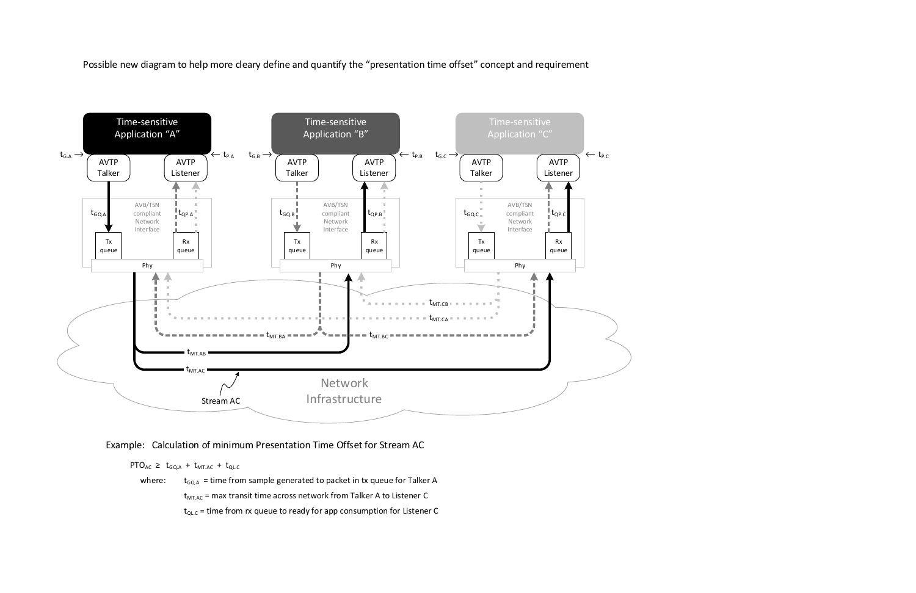Possible new diagram to help more cleary define and quantify the "presentation time offset" concept and requirement

Time-sensitive Application "A"

Time-sensitive Application "B"

Time-sensitive Application "C"

$t_{G.A}$ → AVTP Talker

AVTP Listener ← $t_{P.A}$

$t_{G.B}$ → AVTP Talker

AVTP Listener ← $t_{P.B}$

$t_{G.C}$ → AVTP Talker

AVTP Listener ← $t_{P.C}$

$t_{GQ.A}$

AVB/TSN compliant Network Interface

$t_{QP.A}$

Tx queue

Rx queue

Phy

$t_{GQ.B}$

AVB/TSN compliant Network Interface

$t_{QP.B}$

Tx queue

Rx queue

Phy

$t_{GQ.C}$

AVB/TSN compliant Network Interface

$t_{QP.C}$

Tx queue

Rx queue

Phy

$t_{MT.CB}$

$t_{MT.CA}$

$t_{MT.BA}$

$t_{MT.BC}$

$t_{MT.AB}$

$t_{MT.AC}$

Stream AC

Network Infrastructure

Example: Calculation of minimum Presentation Time Offset for Stream AC

$PTO_{AC} \geq t_{GQ.A} + t_{MT.AC} + t_{QL.C}$

where:

$t_{GQ.A}$ = time from sample generated to packet in tx queue for Talker A

$t_{MT.AC}$ = max transit time across network from Talker A to Listener C

$t_{QL.C}$ = time from rx queue to ready for app consumption for Listener C